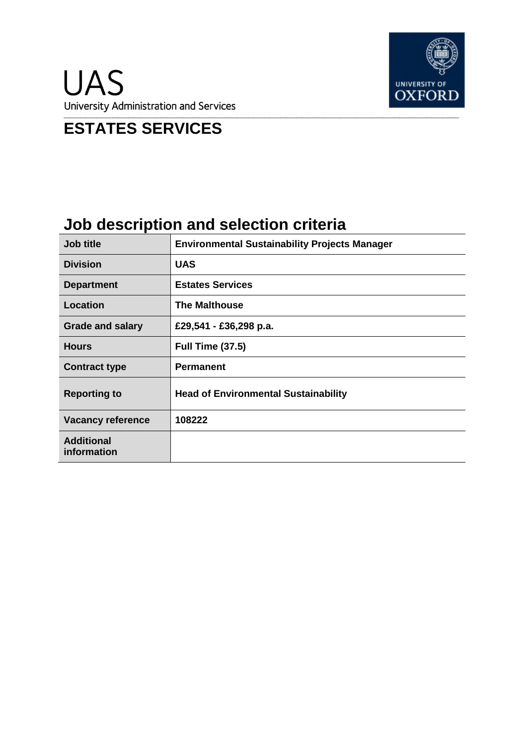UAS
University Administration and Services

UNIVERSITY OF OXFORD

# ESTATES SERVICES

## Job description and selection criteria

| Job title | Environmental Sustainability Projects Manager |
|---|---|
| Division | UAS |
| Department | Estates Services |
| Location | The Malthouse |
| Grade and salary | £29,541 - £36,298 p.a. |
| Hours | Full Time (37.5) |
| Contract type | Permanent |
| Reporting to | Head of Environmental Sustainability |
| Vacancy reference | 108222 |
| Additional information | |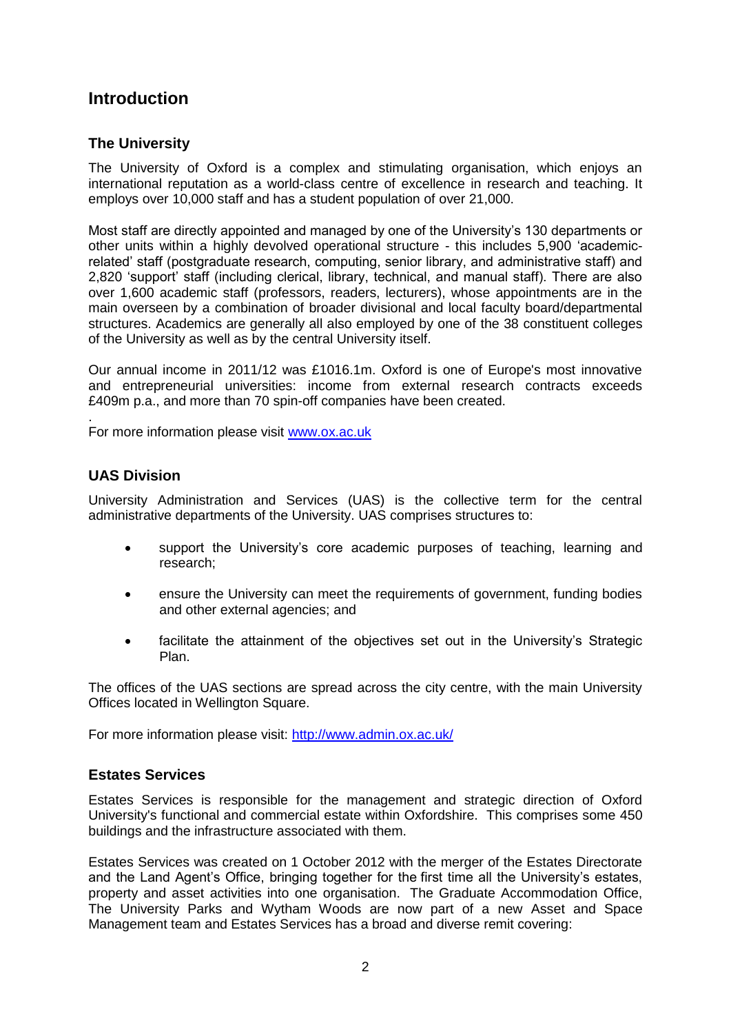# Introduction

## The University

The University of Oxford is a complex and stimulating organisation, which enjoys an international reputation as a world-class centre of excellence in research and teaching. It employs over 10,000 staff and has a student population of over 21,000.

Most staff are directly appointed and managed by one of the University's 130 departments or other units within a highly devolved operational structure - this includes 5,900 'academic-related' staff (postgraduate research, computing, senior library, and administrative staff) and 2,820 'support' staff (including clerical, library, technical, and manual staff). There are also over 1,600 academic staff (professors, readers, lecturers), whose appointments are in the main overseen by a combination of broader divisional and local faculty board/departmental structures. Academics are generally all also employed by one of the 38 constituent colleges of the University as well as by the central University itself.

Our annual income in 2011/12 was £1016.1m. Oxford is one of Europe's most innovative and entrepreneurial universities: income from external research contracts exceeds £409m p.a., and more than 70 spin-off companies have been created.

.
For more information please visit [www.ox.ac.uk](www.ox.ac.uk)

## UAS Division

University Administration and Services (UAS) is the collective term for the central administrative departments of the University. UAS comprises structures to:

- support the University's core academic purposes of teaching, learning and research;
- ensure the University can meet the requirements of government, funding bodies and other external agencies; and
- facilitate the attainment of the objectives set out in the University's Strategic Plan.

The offices of the UAS sections are spread across the city centre, with the main University Offices located in Wellington Square.

For more information please visit: [http://www.admin.ox.ac.uk/](http://www.admin.ox.ac.uk/)

## Estates Services

Estates Services is responsible for the management and strategic direction of Oxford University's functional and commercial estate within Oxfordshire. This comprises some 450 buildings and the infrastructure associated with them.

Estates Services was created on 1 October 2012 with the merger of the Estates Directorate and the Land Agent's Office, bringing together for the first time all the University's estates, property and asset activities into one organisation. The Graduate Accommodation Office, The University Parks and Wytham Woods are now part of a new Asset and Space Management team and Estates Services has a broad and diverse remit covering: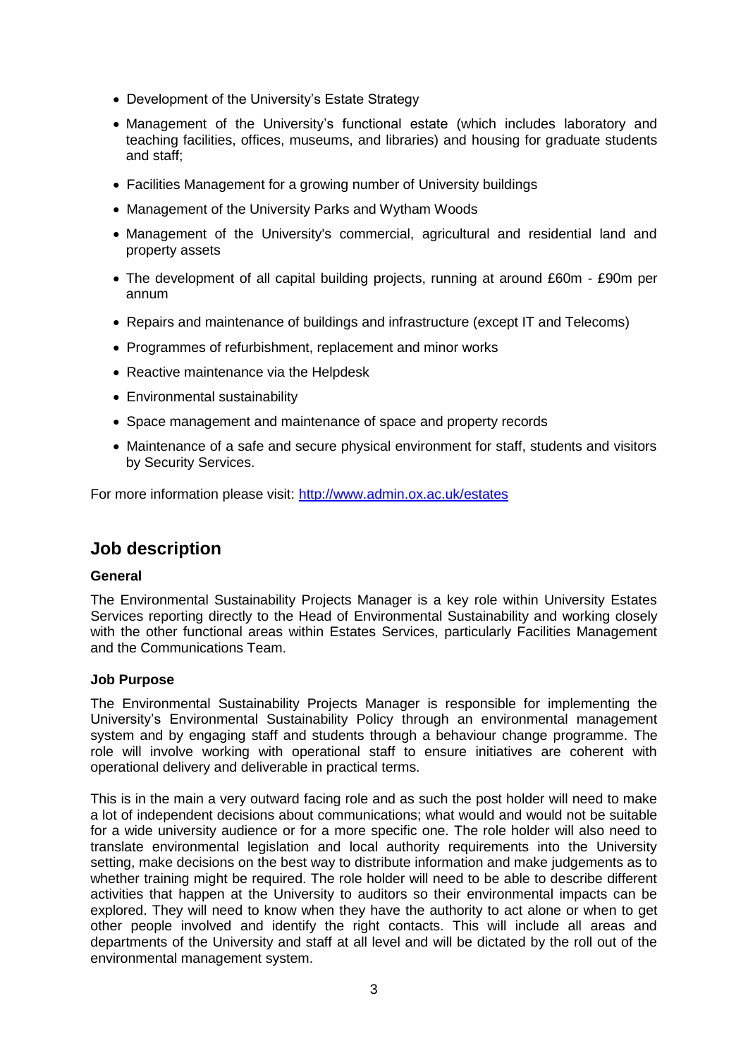- Development of the University's Estate Strategy
- Management of the University's functional estate (which includes laboratory and teaching facilities, offices, museums, and libraries) and housing for graduate students and staff;
- Facilities Management for a growing number of University buildings
- Management of the University Parks and Wytham Woods
- Management of the University's commercial, agricultural and residential land and property assets
- The development of all capital building projects, running at around £60m - £90m per annum
- Repairs and maintenance of buildings and infrastructure (except IT and Telecoms)
- Programmes of refurbishment, replacement and minor works
- Reactive maintenance via the Helpdesk
- Environmental sustainability
- Space management and maintenance of space and property records
- Maintenance of a safe and secure physical environment for staff, students and visitors by Security Services.

For more information please visit: http://www.admin.ox.ac.uk/estates

## Job description

**General**

The Environmental Sustainability Projects Manager is a key role within University Estates Services reporting directly to the Head of Environmental Sustainability and working closely with the other functional areas within Estates Services, particularly Facilities Management and the Communications Team.

**Job Purpose**

The Environmental Sustainability Projects Manager is responsible for implementing the University's Environmental Sustainability Policy through an environmental management system and by engaging staff and students through a behaviour change programme. The role will involve working with operational staff to ensure initiatives are coherent with operational delivery and deliverable in practical terms.

This is in the main a very outward facing role and as such the post holder will need to make a lot of independent decisions about communications; what would and would not be suitable for a wide university audience or for a more specific one. The role holder will also need to translate environmental legislation and local authority requirements into the University setting, make decisions on the best way to distribute information and make judgements as to whether training might be required. The role holder will need to be able to describe different activities that happen at the University to auditors so their environmental impacts can be explored. They will need to know when they have the authority to act alone or when to get other people involved and identify the right contacts. This will include all areas and departments of the University and staff at all level and will be dictated by the roll out of the environmental management system.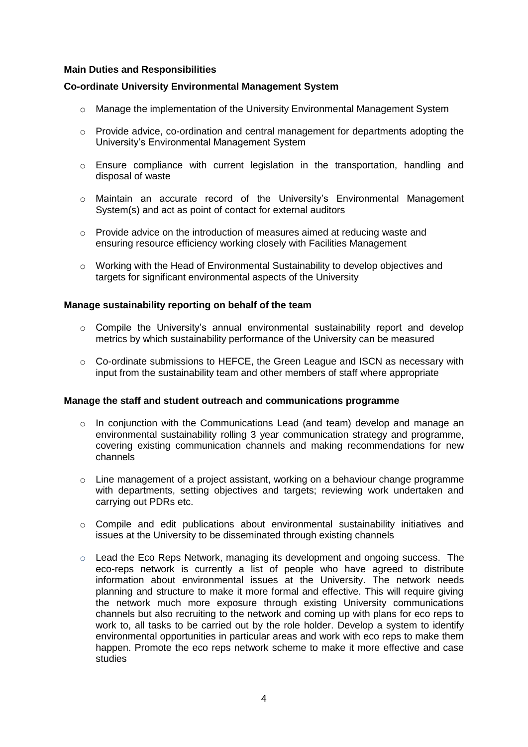**Main Duties and Responsibilities**

**Co-ordinate University Environmental Management System**

- Manage the implementation of the University Environmental Management System
- Provide advice, co-ordination and central management for departments adopting the University's Environmental Management System
- Ensure compliance with current legislation in the transportation, handling and disposal of waste
- Maintain an accurate record of the University's Environmental Management System(s) and act as point of contact for external auditors
- Provide advice on the introduction of measures aimed at reducing waste and ensuring resource efficiency working closely with Facilities Management
- Working with the Head of Environmental Sustainability to develop objectives and targets for significant environmental aspects of the University

**Manage sustainability reporting on behalf of the team**

- Compile the University's annual environmental sustainability report and develop metrics by which sustainability performance of the University can be measured
- Co-ordinate submissions to HEFCE, the Green League and ISCN as necessary with input from the sustainability team and other members of staff where appropriate

**Manage the staff and student outreach and communications programme**

- In conjunction with the Communications Lead (and team) develop and manage an environmental sustainability rolling 3 year communication strategy and programme, covering existing communication channels and making recommendations for new channels
- Line management of a project assistant, working on a behaviour change programme with departments, setting objectives and targets; reviewing work undertaken and carrying out PDRs etc.
- Compile and edit publications about environmental sustainability initiatives and issues at the University to be disseminated through existing channels
- Lead the Eco Reps Network, managing its development and ongoing success. The eco-reps network is currently a list of people who have agreed to distribute information about environmental issues at the University. The network needs planning and structure to make it more formal and effective. This will require giving the network much more exposure through existing University communications channels but also recruiting to the network and coming up with plans for eco reps to work to, all tasks to be carried out by the role holder. Develop a system to identify environmental opportunities in particular areas and work with eco reps to make them happen. Promote the eco reps network scheme to make it more effective and case studies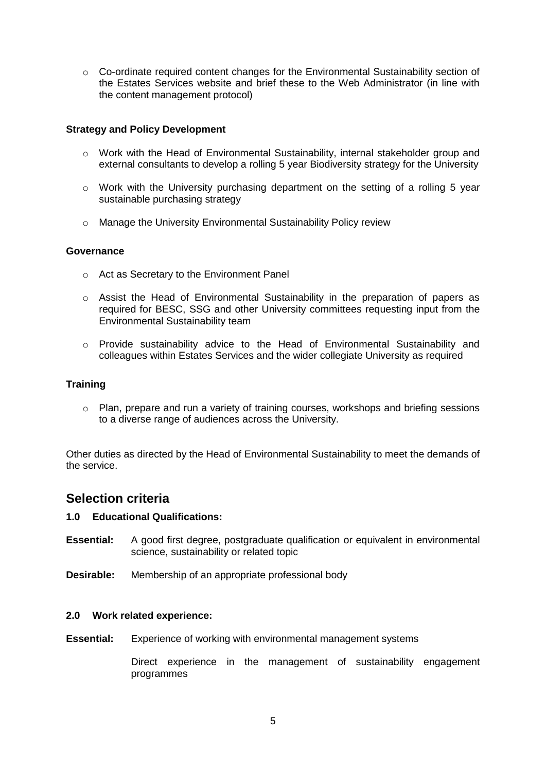- Co-ordinate required content changes for the Environmental Sustainability section of the Estates Services website and brief these to the Web Administrator (in line with the content management protocol)

**Strategy and Policy Development**

- Work with the Head of Environmental Sustainability, internal stakeholder group and external consultants to develop a rolling 5 year Biodiversity strategy for the University
- Work with the University purchasing department on the setting of a rolling 5 year sustainable purchasing strategy
- Manage the University Environmental Sustainability Policy review

**Governance**

- Act as Secretary to the Environment Panel
- Assist the Head of Environmental Sustainability in the preparation of papers as required for BESC, SSG and other University committees requesting input from the Environmental Sustainability team
- Provide sustainability advice to the Head of Environmental Sustainability and colleagues within Estates Services and the wider collegiate University as required

**Training**

- Plan, prepare and run a variety of training courses, workshops and briefing sessions to a diverse range of audiences across the University.

Other duties as directed by the Head of Environmental Sustainability to meet the demands of the service.

## Selection criteria

**1.0 Educational Qualifications:**

**Essential:** A good first degree, postgraduate qualification or equivalent in environmental science, sustainability or related topic

**Desirable:** Membership of an appropriate professional body

**2.0 Work related experience:**

**Essential:** Experience of working with environmental management systems

Direct experience in the management of sustainability engagement programmes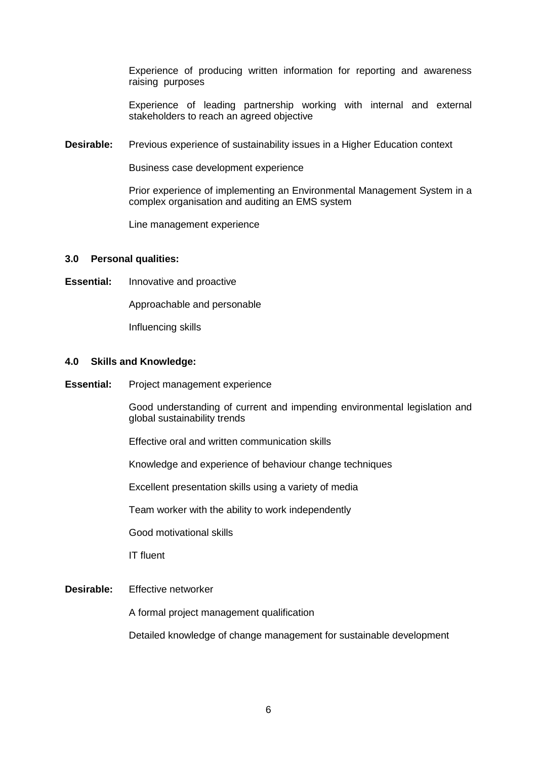Experience of producing written information for reporting and awareness raising purposes

Experience of leading partnership working with internal and external stakeholders to reach an agreed objective

**Desirable:** Previous experience of sustainability issues in a Higher Education context

Business case development experience

Prior experience of implementing an Environmental Management System in a complex organisation and auditing an EMS system

Line management experience

**3.0 Personal qualities:**

**Essential:** Innovative and proactive

Approachable and personable

Influencing skills

**4.0 Skills and Knowledge:**

**Essential:** Project management experience

Good understanding of current and impending environmental legislation and global sustainability trends

Effective oral and written communication skills

Knowledge and experience of behaviour change techniques

Excellent presentation skills using a variety of media

Team worker with the ability to work independently

Good motivational skills

IT fluent

**Desirable:** Effective networker

A formal project management qualification

Detailed knowledge of change management for sustainable development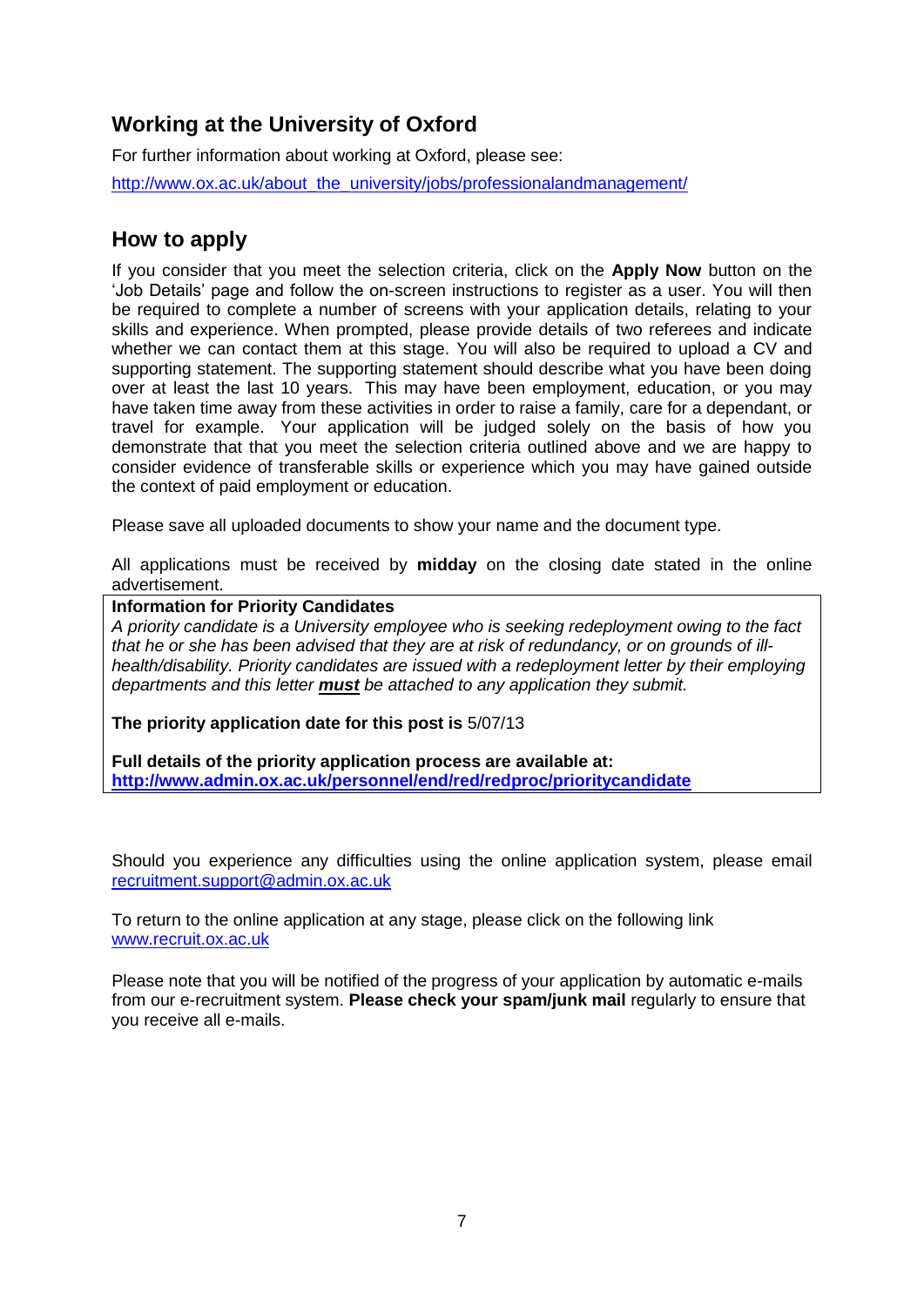## Working at the University of Oxford

For further information about working at Oxford, please see:

http://www.ox.ac.uk/about_the_university/jobs/professionalandmanagement/

## How to apply

If you consider that you meet the selection criteria, click on the **Apply Now** button on the 'Job Details' page and follow the on-screen instructions to register as a user. You will then be required to complete a number of screens with your application details, relating to your skills and experience. When prompted, please provide details of two referees and indicate whether we can contact them at this stage. You will also be required to upload a CV and supporting statement. The supporting statement should describe what you have been doing over at least the last 10 years. This may have been employment, education, or you may have taken time away from these activities in order to raise a family, care for a dependant, or travel for example. Your application will be judged solely on the basis of how you demonstrate that that you meet the selection criteria outlined above and we are happy to consider evidence of transferable skills or experience which you may have gained outside the context of paid employment or education.

Please save all uploaded documents to show your name and the document type.

All applications must be received by **midday** on the closing date stated in the online advertisement.

**Information for Priority Candidates**

*A priority candidate is a University employee who is seeking redeployment owing to the fact that he or she has been advised that they are at risk of redundancy, or on grounds of ill-health/disability. Priority candidates are issued with a redeployment letter by their employing departments and this letter* ***must*** *be attached to any application they submit.*

**The priority application date for this post is** 5/07/13

**Full details of the priority application process are available at:**
**http://www.admin.ox.ac.uk/personnel/end/red/redproc/prioritycandidate**

Should you experience any difficulties using the online application system, please email recruitment.support@admin.ox.ac.uk

To return to the online application at any stage, please click on the following link www.recruit.ox.ac.uk

Please note that you will be notified of the progress of your application by automatic e-mails from our e-recruitment system. **Please check your spam/junk mail** regularly to ensure that you receive all e-mails.